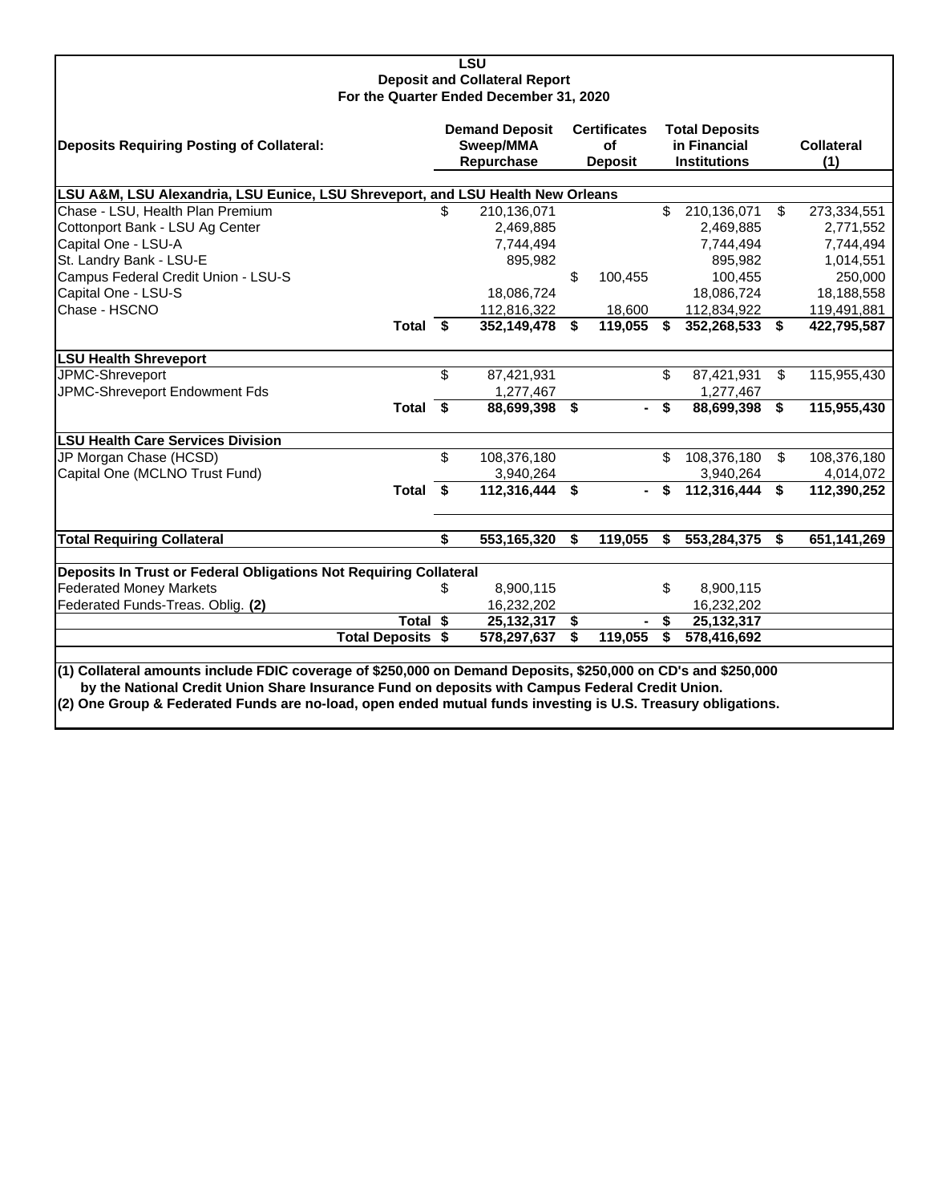# LSU
## Deposit and Collateral Report
### For the Quarter Ended December 31, 2020

| Deposits Requiring Posting of Collateral: | Demand Deposit Sweep/MMA Repurchase | Certificates of Deposit | Total Deposits in Financial Institutions | Collateral (1) |
|---|---|---|---|---|
| **LSU A&M, LSU Alexandria, LSU Eunice, LSU Shreveport, and LSU Health New Orleans** | | | | |
| Chase - LSU, Health Plan Premium | $ 210,136,071 | | $ 210,136,071 | $ 273,334,551 |
| Cottonport Bank - LSU Ag Center | 2,469,885 | | 2,469,885 | 2,771,552 |
| Capital One - LSU-A | 7,744,494 | | 7,744,494 | 7,744,494 |
| St. Landry Bank - LSU-E | 895,982 | | 895,982 | 1,014,551 |
| Campus Federal Credit Union - LSU-S | | $ 100,455 | 100,455 | 250,000 |
| Capital One - LSU-S | 18,086,724 | | 18,086,724 | 18,188,558 |
| Chase - HSCNO | 112,816,322 | 18,600 | 112,834,922 | 119,491,881 |
| **Total** | **$ 352,149,478** | **$ 119,055** | **$ 352,268,533** | **$ 422,795,587** |
| **LSU Health Shreveport** | | | | |
| JPMC-Shreveport | $ 87,421,931 | | $ 87,421,931 | $ 115,955,430 |
| JPMC-Shreveport Endowment Fds | 1,277,467 | | 1,277,467 | |
| **Total** | **$ 88,699,398** | **$ -** | **$ 88,699,398** | **$ 115,955,430** |
| **LSU Health Care Services Division** | | | | |
| JP Morgan Chase (HCSD) | $ 108,376,180 | | $ 108,376,180 | $ 108,376,180 |
| Capital One (MCLNO Trust Fund) | 3,940,264 | | 3,940,264 | 4,014,072 |
| **Total** | **$ 112,316,444** | **$ -** | **$ 112,316,444** | **$ 112,390,252** |
| **Total Requiring Collateral** | **$ 553,165,320** | **$ 119,055** | **$ 553,284,375** | **$ 651,141,269** |
| **Deposits In Trust or Federal Obligations Not Requiring Collateral** | | | | |
| Federated Money Markets | $ 8,900,115 | | $ 8,900,115 | |
| Federated Funds-Treas. Oblig. **(2)** | 16,232,202 | | 16,232,202 | |
| **Total** | **$ 25,132,317** | **$ -** | **$ 25,132,317** | |
| **Total Deposits** | **$ 578,297,637** | **$ 119,055** | **$ 578,416,692** | |

**(1) Collateral amounts include FDIC coverage of $250,000 on Demand Deposits, $250,000 on CD's and $250,000 by the National Credit Union Share Insurance Fund on deposits with Campus Federal Credit Union.**

**(2) One Group & Federated Funds are no-load, open ended mutual funds investing is U.S. Treasury obligations.**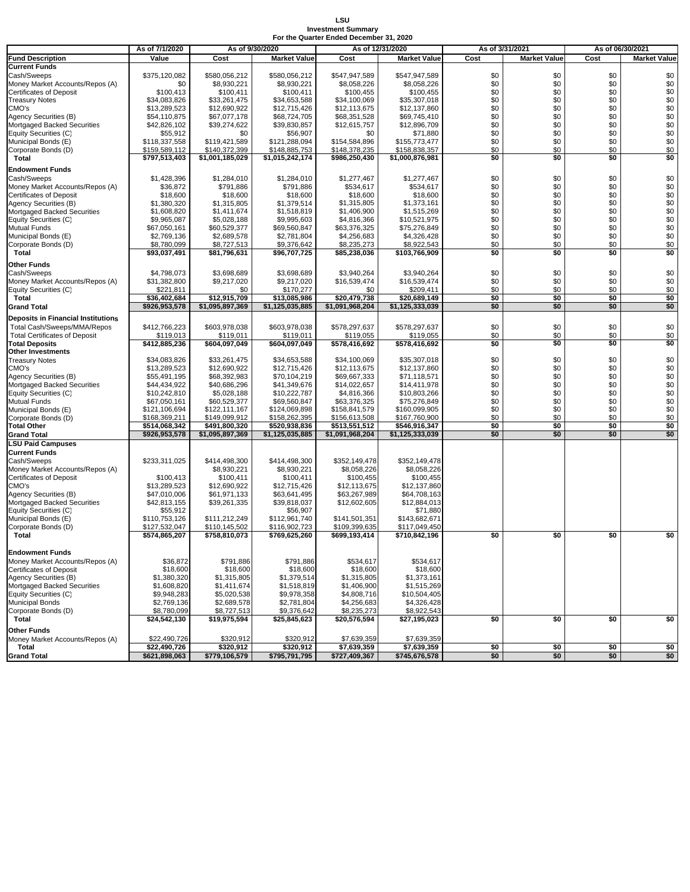**LSU**
**Investment Summary**
**For the Quarter Ended December 31, 2020**

| | As of 7/1/2020 | As of 9/30/2020 | | As of 12/31/2020 | | As of 3/31/2021 | | As of 06/30/2021 | |
|---|---|---|---|---|---|---|---|---|---|
| **Fund Description** | **Value** | **Cost** | **Market Value** | **Cost** | **Market Value** | **Cost** | **Market Value** | **Cost** | **Market Value** |
| **Current Funds** | | | | | | | | | |
| Cash/Sweeps | $375,120,082 | $580,056,212 | $580,056,212 | $547,947,589 | $547,947,589 | $0 | $0 | $0 | $0 |
| Money Market Accounts/Repos (A) | $0 | $8,930,221 | $8,930,221 | $8,058,226 | $8,058,226 | $0 | $0 | $0 | $0 |
| Certificates of Deposit | $100,413 | $100,411 | $100,411 | $100,455 | $100,455 | $0 | $0 | $0 | $0 |
| Treasury Notes | $34,083,826 | $33,261,475 | $34,653,588 | $34,100,069 | $35,307,018 | $0 | $0 | $0 | $0 |
| CMO's | $13,289,523 | $12,690,922 | $12,715,426 | $12,113,675 | $12,137,860 | $0 | $0 | $0 | $0 |
| Agency Securities (B) | $54,110,875 | $67,077,178 | $68,724,705 | $68,351,528 | $69,745,410 | $0 | $0 | $0 | $0 |
| Mortgaged Backed Securities | $42,826,102 | $39,274,622 | $39,830,857 | $12,615,757 | $12,896,709 | $0 | $0 | $0 | $0 |
| Equity Securities (C) | $55,912 | $0 | $56,907 | $0 | $71,880 | $0 | $0 | $0 | $0 |
| Municipal Bonds (E) | $118,337,558 | $119,421,589 | $121,288,094 | $154,584,896 | $155,773,477 | $0 | $0 | $0 | $0 |
| Corporate Bonds (D) | $159,589,112 | $140,372,399 | $148,885,753 | $148,378,235 | $158,838,357 | $0 | $0 | $0 | $0 |
| **Total** | **$797,513,403** | **$1,001,185,029** | **$1,015,242,174** | **$986,250,430** | **$1,000,876,981** | **$0** | **$0** | **$0** | **$0** |
| **Endowment Funds** | | | | | | | | | |
| Cash/Sweeps | $1,428,396 | $1,284,010 | $1,284,010 | $1,277,467 | $1,277,467 | $0 | $0 | $0 | $0 |
| Money Market Accounts/Repos (A) | $36,872 | $791,886 | $791,886 | $534,617 | $534,617 | $0 | $0 | $0 | $0 |
| Certificates of Deposit | $18,600 | $18,600 | $18,600 | $18,600 | $18,600 | $0 | $0 | $0 | $0 |
| Agency Securities (B) | $1,380,320 | $1,315,805 | $1,379,514 | $1,315,805 | $1,373,161 | $0 | $0 | $0 | $0 |
| Mortgaged Backed Securities | $1,608,820 | $1,411,674 | $1,518,819 | $1,406,900 | $1,515,269 | $0 | $0 | $0 | $0 |
| Equity Securities (C) | $9,965,087 | $5,028,188 | $9,995,603 | $4,816,366 | $10,521,975 | $0 | $0 | $0 | $0 |
| Mutual Funds | $67,050,161 | $60,529,377 | $69,560,847 | $63,376,325 | $75,276,849 | $0 | $0 | $0 | $0 |
| Municipal Bonds (E) | $2,769,136 | $2,689,578 | $2,781,804 | $4,256,683 | $4,326,428 | $0 | $0 | $0 | $0 |
| Corporate Bonds (D) | $8,780,099 | $8,727,513 | $9,376,642 | $8,235,273 | $8,922,543 | $0 | $0 | $0 | $0 |
| **Total** | **$93,037,491** | **$81,796,631** | **$96,707,725** | **$85,238,036** | **$103,766,909** | **$0** | **$0** | **$0** | **$0** |
| **Other Funds** | | | | | | | | | |
| Cash/Sweeps | $4,798,073 | $3,698,689 | $3,698,689 | $3,940,264 | $3,940,264 | $0 | $0 | $0 | $0 |
| Money Market Accounts/Repos (A) | $31,382,800 | $9,217,020 | $9,217,020 | $16,539,474 | $16,539,474 | $0 | $0 | $0 | $0 |
| Equity Securities (C) | $221,811 | $0 | $170,277 | $0 | $209,411 | $0 | $0 | $0 | $0 |
| **Total** | **$36,402,684** | **$12,915,709** | **$13,085,986** | **$20,479,738** | **$20,689,149** | **$0** | **$0** | **$0** | **$0** |
| **Grand Total** | **$926,953,578** | **$1,095,897,369** | **$1,125,035,885** | **$1,091,968,204** | **$1,125,333,039** | **$0** | **$0** | **$0** | **$0** |
| **Deposits in Financial Institutions** | | | | | | | | | |
| Total Cash/Sweeps/MMA/Repos | $412,766,223 | $603,978,038 | $603,978,038 | $578,297,637 | $578,297,637 | $0 | $0 | $0 | $0 |
| Total Certificates of Deposit | $119,013 | $119,011 | $119,011 | $119,055 | $119,055 | $0 | $0 | $0 | $0 |
| **Total Deposits** | **$412,885,236** | **$604,097,049** | **$604,097,049** | **$578,416,692** | **$578,416,692** | **$0** | **$0** | **$0** | **$0** |
| **Other Investments** | | | | | | | | | |
| Treasury Notes | $34,083,826 | $33,261,475 | $34,653,588 | $34,100,069 | $35,307,018 | $0 | $0 | $0 | $0 |
| CMO's | $13,289,523 | $12,690,922 | $12,715,426 | $12,113,675 | $12,137,860 | $0 | $0 | $0 | $0 |
| Agency Securities (B) | $55,491,195 | $68,392,983 | $70,104,219 | $69,667,333 | $71,118,571 | $0 | $0 | $0 | $0 |
| Mortgaged Backed Securities | $44,434,922 | $40,686,296 | $41,349,676 | $14,022,657 | $14,411,978 | $0 | $0 | $0 | $0 |
| Equity Securities (C) | $10,242,810 | $5,028,188 | $10,222,787 | $4,816,366 | $10,803,266 | $0 | $0 | $0 | $0 |
| Mutual Funds | $67,050,161 | $60,529,377 | $69,560,847 | $63,376,325 | $75,276,849 | $0 | $0 | $0 | $0 |
| Municipal Bonds (E) | $121,106,694 | $122,111,167 | $124,069,898 | $158,841,579 | $160,099,905 | $0 | $0 | $0 | $0 |
| Corporate Bonds (D) | $168,369,211 | $149,099,912 | $158,262,395 | $156,613,508 | $167,760,900 | $0 | $0 | $0 | $0 |
| **Total Other** | **$514,068,342** | **$491,800,320** | **$520,938,836** | **$513,551,512** | **$546,916,347** | **$0** | **$0** | **$0** | **$0** |
| **Grand Total** | **$926,953,578** | **$1,095,897,369** | **$1,125,035,885** | **$1,091,968,204** | **$1,125,333,039** | **$0** | **$0** | **$0** | **$0** |
| **LSU Paid Campuses** | | | | | | | | | |
| **Current Funds** | | | | | | | | | |
| Cash/Sweeps | $233,311,025 | $414,498,300 | $414,498,300 | $352,149,478 | $352,149,478 | | | | |
| Money Market Accounts/Repos (A) | | $8,930,221 | $8,930,221 | $8,058,226 | $8,058,226 | | | | |
| Certificates of Deposit | $100,413 | $100,411 | $100,411 | $100,455 | $100,455 | | | | |
| CMO's | $13,289,523 | $12,690,922 | $12,715,426 | $12,113,675 | $12,137,860 | | | | |
| Agency Securities (B) | $47,010,006 | $61,971,133 | $63,641,495 | $63,267,989 | $64,708,163 | | | | |
| Mortgaged Backed Securities | $42,813,155 | $39,261,335 | $39,818,037 | $12,602,605 | $12,884,013 | | | | |
| Equity Securities (C) | $55,912 | | $56,907 | | $71,880 | | | | |
| Municipal Bonds (E) | $110,753,126 | $111,212,249 | $112,961,740 | $141,501,351 | $143,682,671 | | | | |
| Corporate Bonds (D) | $127,532,047 | $110,145,502 | $116,902,723 | $109,399,635 | $117,049,450 | | | | |
| **Total** | **$574,865,207** | **$758,810,073** | **$769,625,260** | **$699,193,414** | **$710,842,196** | **$0** | **$0** | **$0** | **$0** |
| **Endowment Funds** | | | | | | | | | |
| Money Market Accounts/Repos (A) | $36,872 | $791,886 | $791,886 | $534,617 | $534,617 | | | | |
| Certificates of Deposit | $18,600 | $18,600 | $18,600 | $18,600 | $18,600 | | | | |
| Agency Securities (B) | $1,380,320 | $1,315,805 | $1,379,514 | $1,315,805 | $1,373,161 | | | | |
| Mortgaged Backed Securities | $1,608,820 | $1,411,674 | $1,518,819 | $1,406,900 | $1,515,269 | | | | |
| Equity Securities (C) | $9,948,283 | $5,020,538 | $9,978,358 | $4,808,716 | $10,504,405 | | | | |
| Municipal Bonds | $2,769,136 | $2,689,578 | $2,781,804 | $4,256,683 | $4,326,428 | | | | |
| Corporate Bonds (D) | $8,780,099 | $8,727,513 | $9,376,642 | $8,235,273 | $8,922,543 | | | | |
| **Total** | **$24,542,130** | **$19,975,594** | **$25,845,623** | **$20,576,594** | **$27,195,023** | **$0** | **$0** | **$0** | **$0** |
| **Other Funds** | | | | | | | | | |
| Money Market Accounts/Repos (A) | $22,490,726 | $320,912 | $320,912 | $7,639,359 | $7,639,359 | | | | |
| **Total** | **$22,490,726** | **$320,912** | **$320,912** | **$7,639,359** | **$7,639,359** | **$0** | **$0** | **$0** | **$0** |
| **Grand Total** | **$621,898,063** | **$779,106,579** | **$795,791,795** | **$727,409,367** | **$745,676,578** | **$0** | **$0** | **$0** | **$0** |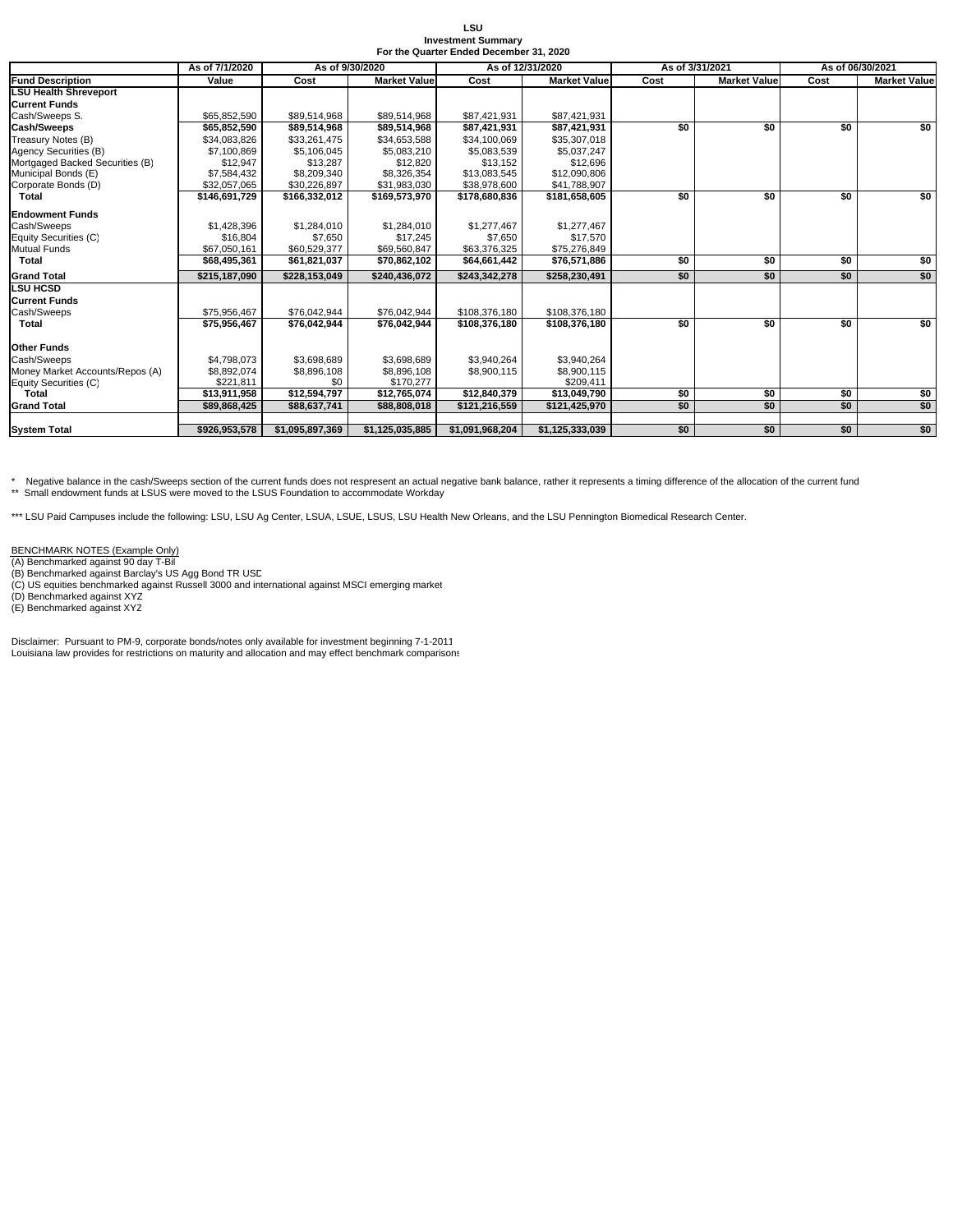**LSU**
**Investment Summary**
**For the Quarter Ended December 31, 2020**

| | As of 7/1/2020 | As of 9/30/2020 | | As of 12/31/2020 | | As of 3/31/2021 | | As of 06/30/2021 | |
|---|---|---|---|---|---|---|---|---|---|
| **Fund Description** | **Value** | **Cost** | **Market Value** | **Cost** | **Market Value** | **Cost** | **Market Value** | **Cost** | **Market Value** |
| **LSU Health Shreveport** | | | | | | | | | |
| **Current Funds** | | | | | | | | | |
| Cash/Sweeps S. | $65,852,590 | $89,514,968 | $89,514,968 | $87,421,931 | $87,421,931 | | | | |
| **Cash/Sweeps** | **$65,852,590** | **$89,514,968** | **$89,514,968** | **$87,421,931** | **$87,421,931** | **$0** | **$0** | **$0** | **$0** |
| Treasury Notes (B) | $34,083,826 | $33,261,475 | $34,653,588 | $34,100,069 | $35,307,018 | | | | |
| Agency Securities (B) | $7,100,869 | $5,106,045 | $5,083,210 | $5,083,539 | $5,037,247 | | | | |
| Mortgaged Backed Securities (B) | $12,947 | $13,287 | $12,820 | $13,152 | $12,696 | | | | |
| Municipal Bonds (E) | $7,584,432 | $8,209,340 | $8,326,354 | $13,083,545 | $12,090,806 | | | | |
| Corporate Bonds (D) | $32,057,065 | $30,226,897 | $31,983,030 | $38,978,600 | $41,788,907 | | | | |
| **Total** | **$146,691,729** | **$166,332,012** | **$169,573,970** | **$178,680,836** | **$181,658,605** | **$0** | **$0** | **$0** | **$0** |
| **Endowment Funds** | | | | | | | | | |
| Cash/Sweeps | $1,428,396 | $1,284,010 | $1,284,010 | $1,277,467 | $1,277,467 | | | | |
| Equity Securities (C) | $16,804 | $7,650 | $17,245 | $7,650 | $17,570 | | | | |
| Mutual Funds | $67,050,161 | $60,529,377 | $69,560,847 | $63,376,325 | $75,276,849 | | | | |
| **Total** | **$68,495,361** | **$61,821,037** | **$70,862,102** | **$64,661,442** | **$76,571,886** | **$0** | **$0** | **$0** | **$0** |
| **Grand Total** | **$215,187,090** | **$228,153,049** | **$240,436,072** | **$243,342,278** | **$258,230,491** | **$0** | **$0** | **$0** | **$0** |
| **LSU HCSD** | | | | | | | | | |
| **Current Funds** | | | | | | | | | |
| Cash/Sweeps | $75,956,467 | $76,042,944 | $76,042,944 | $108,376,180 | $108,376,180 | | | | |
| **Total** | **$75,956,467** | **$76,042,944** | **$76,042,944** | **$108,376,180** | **$108,376,180** | **$0** | **$0** | **$0** | **$0** |
| **Other Funds** | | | | | | | | | |
| Cash/Sweeps | $4,798,073 | $3,698,689 | $3,698,689 | $3,940,264 | $3,940,264 | | | | |
| Money Market Accounts/Repos (A) | $8,892,074 | $8,896,108 | $8,896,108 | $8,900,115 | $8,900,115 | | | | |
| Equity Securities (C) | $221,811 | $0 | $170,277 | | $209,411 | | | | |
| **Total** | **$13,911,958** | **$12,594,797** | **$12,765,074** | **$12,840,379** | **$13,049,790** | **$0** | **$0** | **$0** | **$0** |
| **Grand Total** | **$89,868,425** | **$88,637,741** | **$88,808,018** | **$121,216,559** | **$121,425,970** | **$0** | **$0** | **$0** | **$0** |
| **System Total** | **$926,953,578** | **$1,095,897,369** | **$1,125,035,885** | **$1,091,968,204** | **$1,125,333,039** | **$0** | **$0** | **$0** | **$0** |

\* Negative balance in the cash/Sweeps section of the current funds does not respresent an actual negative bank balance, rather it represents a timing difference of the allocation of the current fund
** Small endowment funds at LSUS were moved to the LSUS Foundation to accommodate Workday

*** LSU Paid Campuses include the following: LSU, LSU Ag Center, LSUA, LSUE, LSUS, LSU Health New Orleans, and the LSU Pennington Biomedical Research Center.

BENCHMARK NOTES (Example Only)
(A) Benchmarked against 90 day T-Bil
(B) Benchmarked against Barclay's US Agg Bond TR USD
(C) US equities benchmarked against Russell 3000 and international against MSCI emerging market
(D) Benchmarked against XYZ
(E) Benchmarked against XYZ

Disclaimer: Pursuant to PM-9, corporate bonds/notes only available for investment beginning 7-1-2011
Louisiana law provides for restrictions on maturity and allocation and may effect benchmark comparisons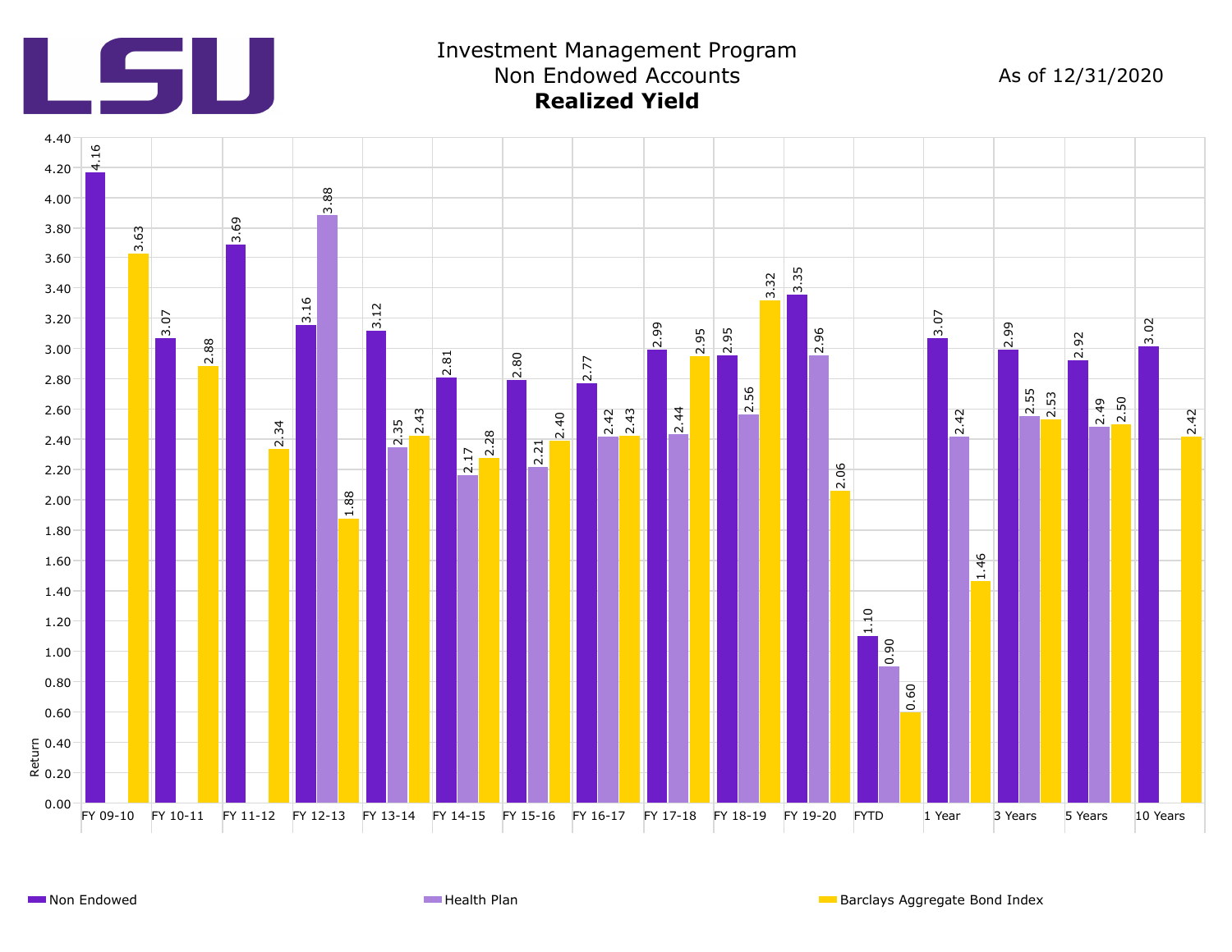# Investment Management Program
## Non Endowed Accounts
### **Realized Yield**

As of 12/31/2020

| Period | Non Endowed | Health Plan | Barclays Aggregate Bond Index |
|---|---|---|---|
| FY 09-10 | 4.16 | | 3.63 |
| FY 10-11 | 3.07 | | 2.88 |
| FY 11-12 | 3.69 | | 2.34 |
| FY 12-13 | 3.16 | 3.88 | 1.88 |
| FY 13-14 | 3.12 | 2.35 | 2.43 |
| FY 14-15 | 2.81 | 2.17 | 2.28 |
| FY 15-16 | 2.80 | 2.21 | 2.40 |
| FY 16-17 | 2.77 | 2.42 | 2.43 |
| FY 17-18 | 2.99 | 2.44 | 2.95 |
| FY 18-19 | 2.95 | 2.56 | 3.32 |
| FY 19-20 | 3.35 | 2.96 | 2.06 |
| FYTD | 1.10 | 0.90 | 0.60 |
| 1 Year | 3.07 | 2.42 | 1.46 |
| 3 Years | 2.99 | 2.55 | 2.53 |
| 5 Years | 2.92 | 2.49 | 2.50 |
| 10 Years | 3.02 | | 2.42 |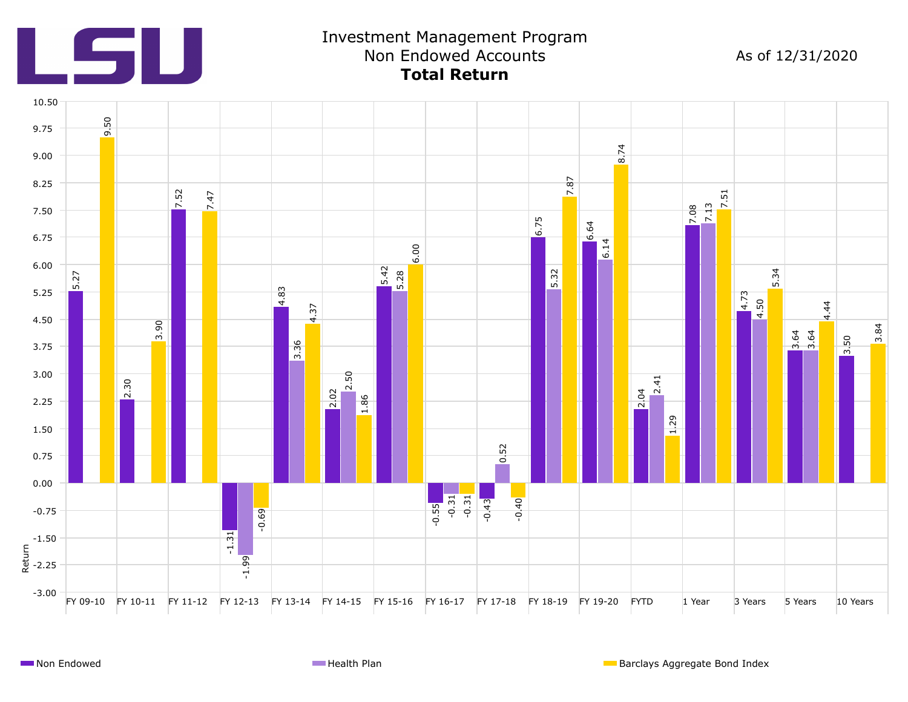# Investment Management Program

## Non Endowed Accounts

### **Total Return**

As of 12/31/2020

| Period | Non Endowed | Health Plan | Barclays Aggregate Bond Index |
|---|---|---|---|
| FY 09-10 | 5.27 | | 9.50 |
| FY 10-11 | 2.30 | | 3.90 |
| FY 11-12 | 7.52 | | 7.47 |
| FY 12-13 | -1.31 | -1.99 | -0.69 |
| FY 13-14 | 4.83 | 3.36 | 4.37 |
| FY 14-15 | 2.02 | 2.50 | 1.86 |
| FY 15-16 | 5.42 | 5.28 | 6.00 |
| FY 16-17 | -0.55 | -0.31 | -0.31 |
| FY 17-18 | -0.43 | 0.52 | -0.40 |
| FY 18-19 | 6.75 | 5.32 | 7.87 |
| FY 19-20 | 6.64 | 6.14 | 8.74 |
| FYTD | 2.04 | 2.41 | 1.29 |
| 1 Year | 7.08 | 7.13 | 7.51 |
| 3 Years | 4.73 | 4.50 | 5.34 |
| 5 Years | 3.64 | 3.64 | 4.44 |
| 10 Years | 3.50 | | 3.84 |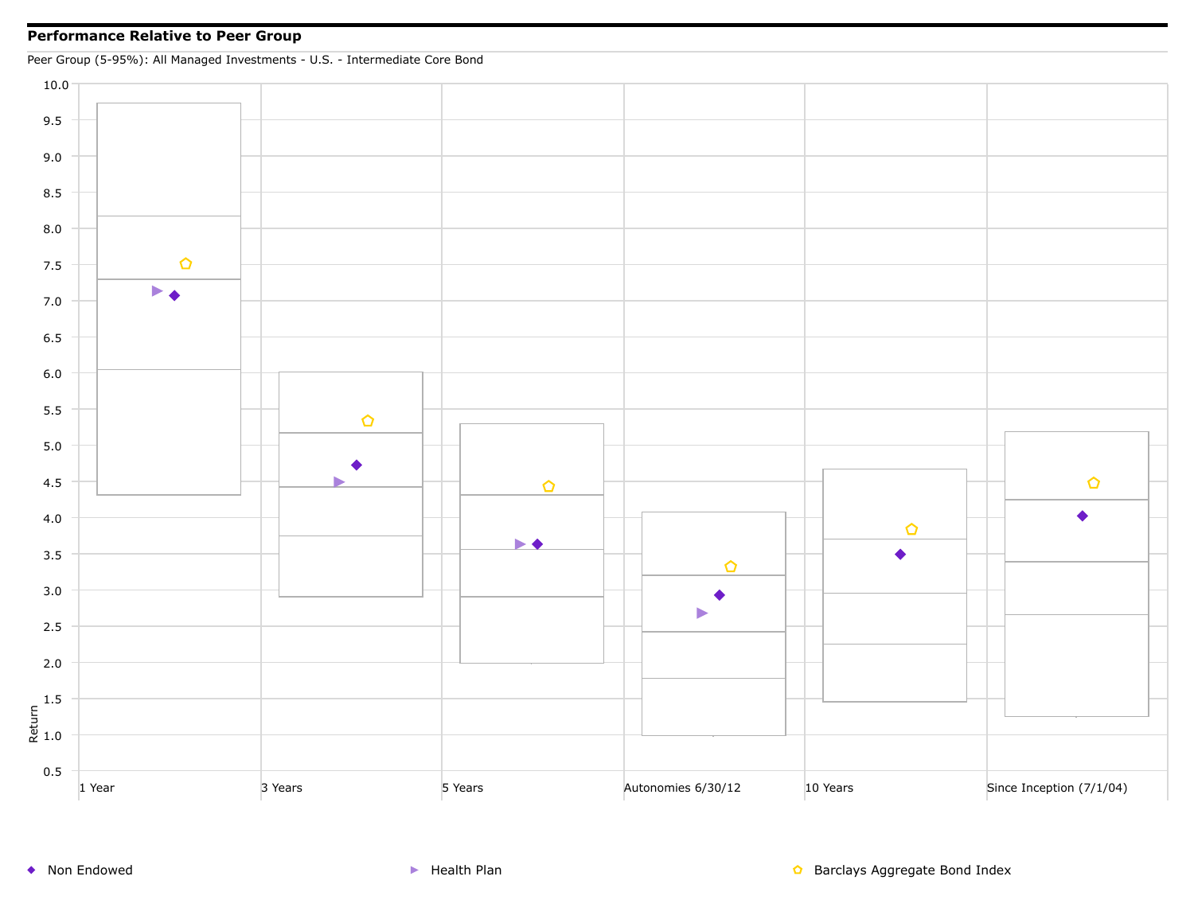**Performance Relative to Peer Group**

Peer Group (5-95%): All Managed Investments - U.S. - Intermediate Core Bond

Return

10.0
9.5
9.0
8.5
8.0
7.5
7.0
6.5
6.0
5.5
5.0
4.5
4.0
3.5
3.0
2.5
2.0
1.5
1.0
0.5

1 Year | 3 Years | 5 Years | Autonomies 6/30/12 | 10 Years | Since Inception (7/1/04)

◆ Non Endowed ▶ Health Plan ⬠ Barclays Aggregate Bond Index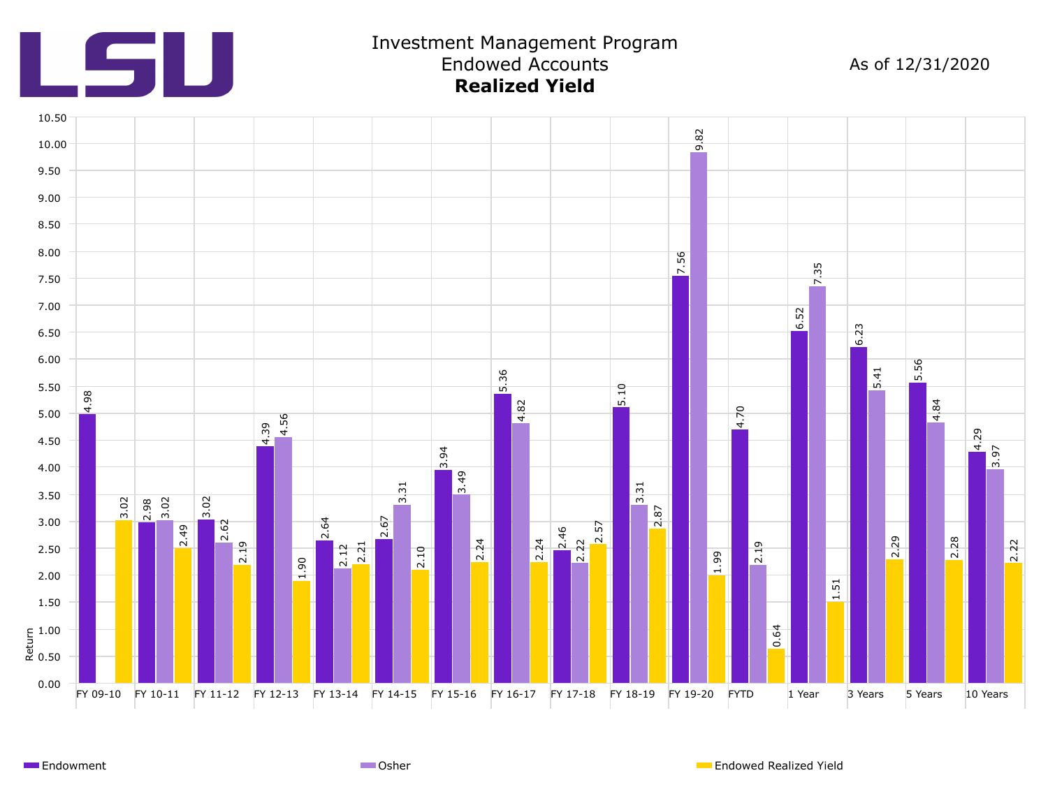LSU

# Investment Management Program
## Endowed Accounts
## **Realized Yield**

As of 12/31/2020

| Period | Endowment | Osher | Endowed Realized Yield |
|---|---|---|---|
| FY 09-10 | 4.98 | | 3.02 |
| FY 10-11 | 2.98 | 3.02 | 2.49 |
| FY 11-12 | 3.02 | 2.62 | 2.19 |
| FY 12-13 | 4.39 | 4.56 | 1.90 |
| FY 13-14 | 2.64 | 2.12 | 2.21 |
| FY 14-15 | 2.67 | 3.31 | 2.10 |
| FY 15-16 | 3.94 | 3.49 | 2.24 |
| FY 16-17 | 5.36 | 4.82 | 2.24 |
| FY 17-18 | 2.46 | 2.22 | 2.57 |
| FY 18-19 | 5.10 | 3.31 | 2.87 |
| FY 19-20 | 7.56 | 9.82 | 1.99 |
| FYTD | 4.70 | 2.19 | 0.64 |
| 1 Year | 6.52 | 7.35 | 1.51 |
| 3 Years | 6.23 | 5.41 | 2.29 |
| 5 Years | 5.56 | 4.84 | 2.28 |
| 10 Years | 4.29 | 3.97 | 2.22 |

Y-axis: Return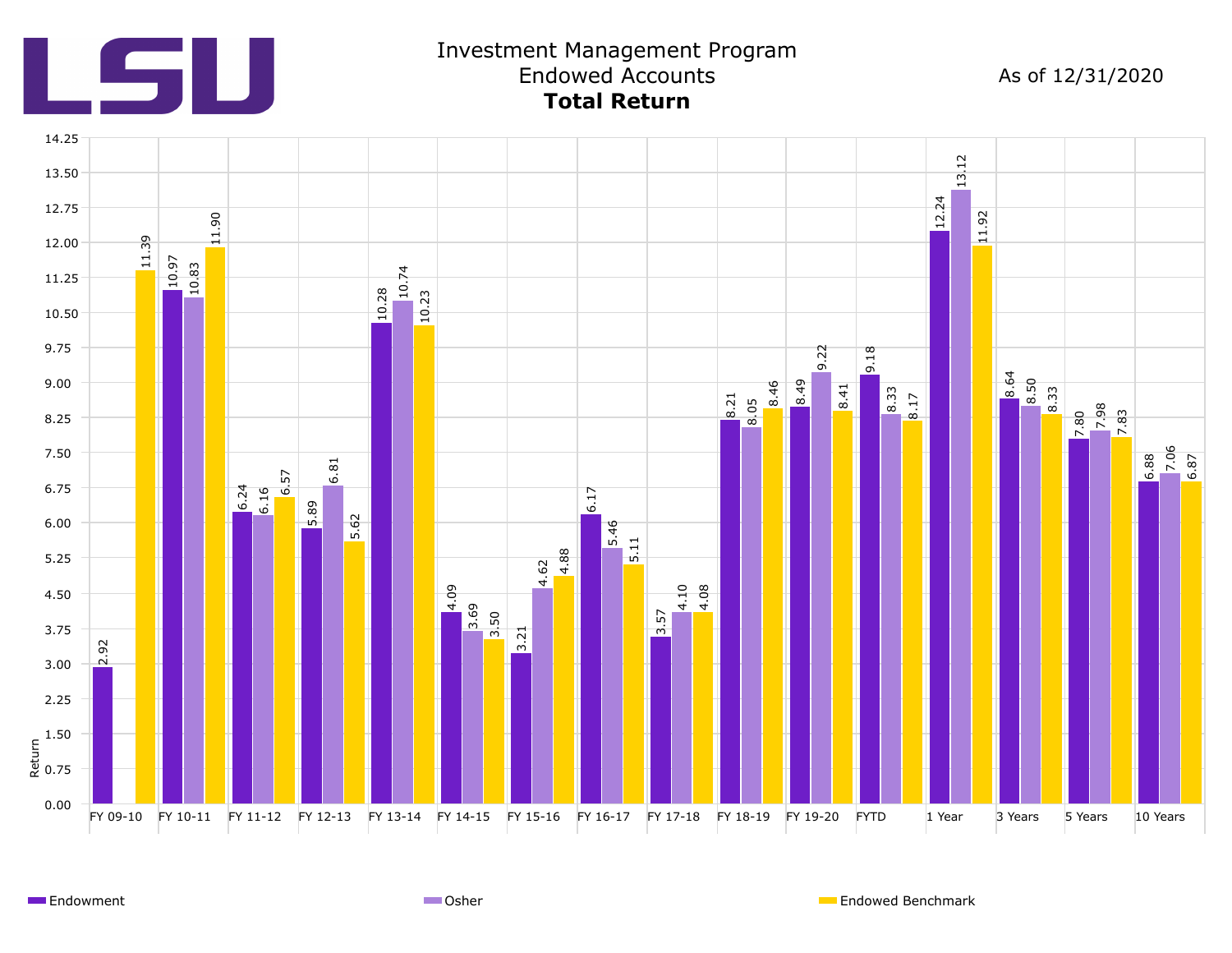LSU

# Investment Management Program
## Endowed Accounts
**Total Return**

As of 12/31/2020

Return

14.25
13.50
12.75
12.00
11.25
10.50
9.75
9.00
8.25
7.50
6.75
6.00
5.25
4.50
3.75
3.00
2.25
1.50
0.75
0.00

FY 09-10: 2.92, 11.39
FY 10-11: 10.97, 10.83, 11.90
FY 11-12: 6.24, 6.16, 6.57
FY 12-13: 5.89, 6.81, 5.62
FY 13-14: 10.28, 10.74, 10.23
FY 14-15: 4.09, 3.69, 3.50
FY 15-16: 3.21, 4.62, 4.88
FY 16-17: 6.17, 5.46, 5.11
FY 17-18: 3.57, 4.10, 4.08
FY 18-19: 8.21, 8.05, 8.46
FY 19-20: 8.49, 9.22, 8.41
FYTD: 9.18, 8.33, 8.17
1 Year: 12.24, 13.12, 11.92
3 Years: 8.64, 8.50, 8.33
5 Years: 7.80, 7.98, 7.83
10 Years: 6.88, 7.06, 6.87

Endowment
Osher
Endowed Benchmark